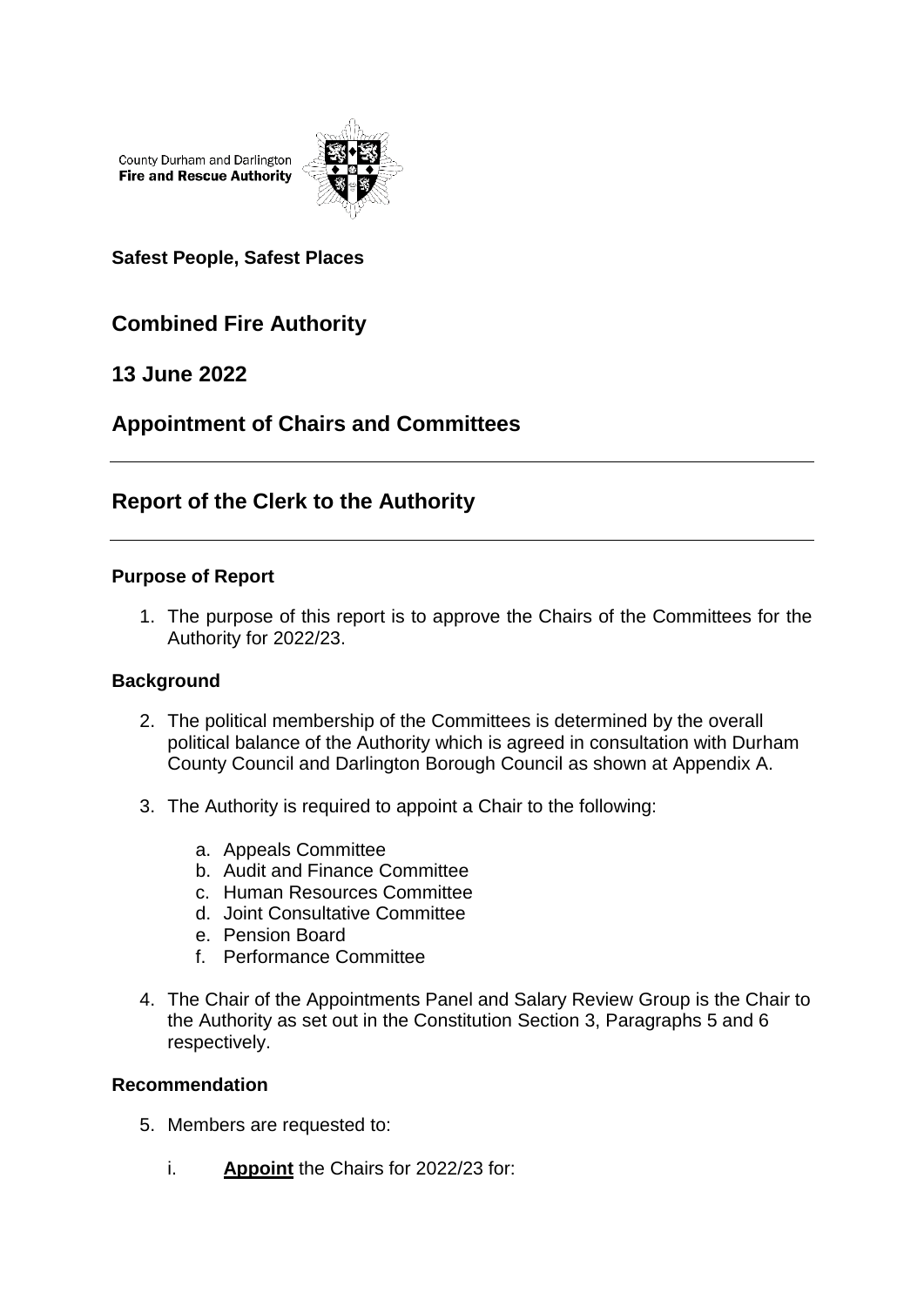County Durham and Darlington
**Fire and Rescue Authority**

**Safest People, Safest Places**

## Combined Fire Authority

## 13 June 2022

## Appointment of Chairs and Committees

---

## Report of the Clerk to the Authority

---

### Purpose of Report

1. The purpose of this report is to approve the Chairs of the Committees for the Authority for 2022/23.

### Background

2. The political membership of the Committees is determined by the overall political balance of the Authority which is agreed in consultation with Durham County Council and Darlington Borough Council as shown at Appendix A.

3. The Authority is required to appoint a Chair to the following:

   a. Appeals Committee
   b. Audit and Finance Committee
   c. Human Resources Committee
   d. Joint Consultative Committee
   e. Pension Board
   f. Performance Committee

4. The Chair of the Appointments Panel and Salary Review Group is the Chair to the Authority as set out in the Constitution Section 3, Paragraphs 5 and 6 respectively.

### Recommendation

5. Members are requested to:

   i. **Appoint** the Chairs for 2022/23 for: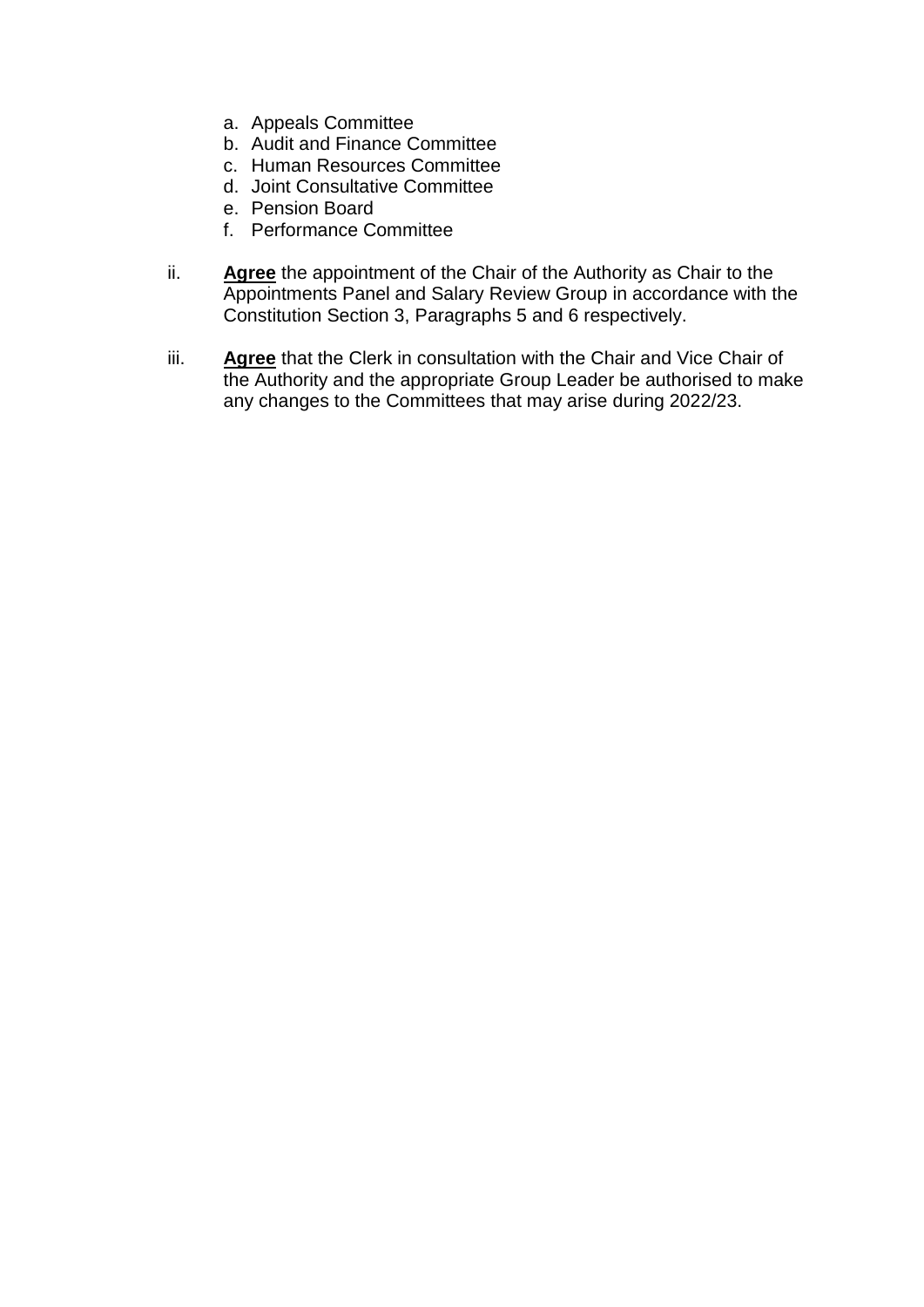a. Appeals Committee
b. Audit and Finance Committee
c. Human Resources Committee
d. Joint Consultative Committee
e. Pension Board
f. Performance Committee

ii. **Agree** the appointment of the Chair of the Authority as Chair to the Appointments Panel and Salary Review Group in accordance with the Constitution Section 3, Paragraphs 5 and 6 respectively.

iii. **Agree** that the Clerk in consultation with the Chair and Vice Chair of the Authority and the appropriate Group Leader be authorised to make any changes to the Committees that may arise during 2022/23.